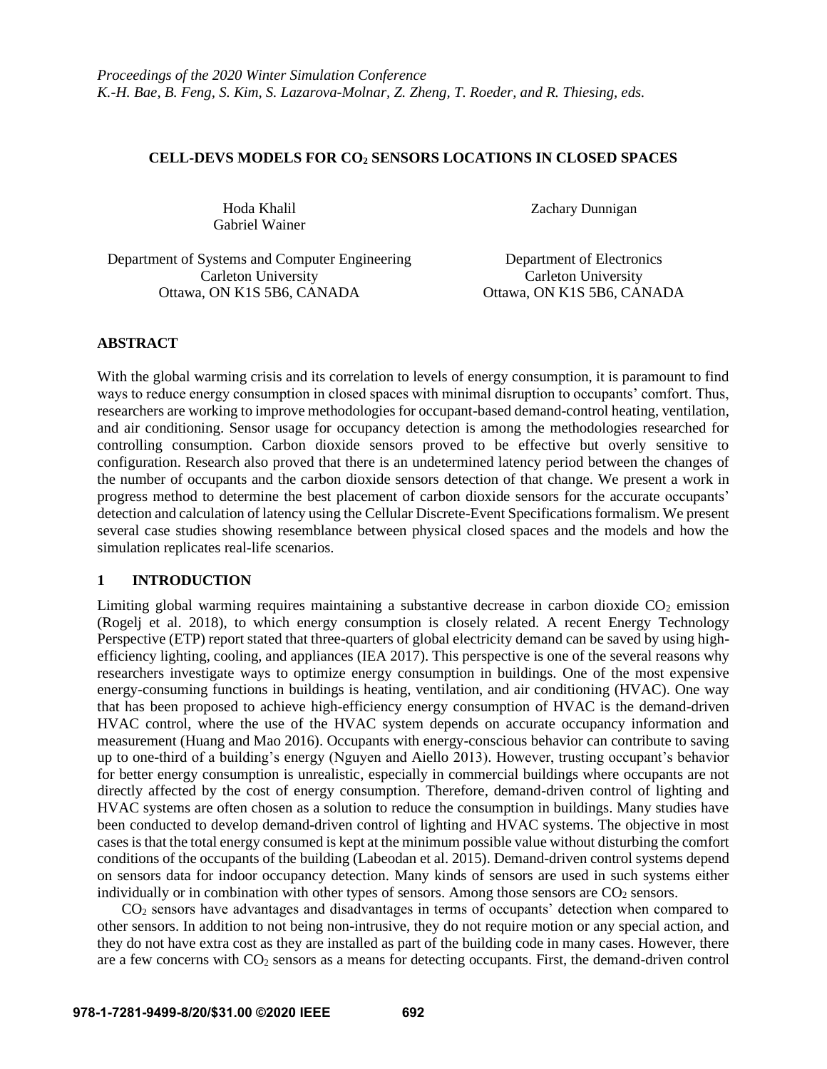*Proceedings of the 2020 Winter Simulation Conference*
*K.-H. Bae, B. Feng, S. Kim, S. Lazarova-Molnar, Z. Zheng, T. Roeder, and R. Thiesing, eds.*

# CELL-DEVS MODELS FOR $CO_2$ SENSORS LOCATIONS IN CLOSED SPACES

Hoda Khalil
Gabriel Wainer

Department of Systems and Computer Engineering
Carleton University
Ottawa, ON K1S 5B6, CANADA

Zachary Dunnigan

Department of Electronics
Carleton University
Ottawa, ON K1S 5B6, CANADA

## ABSTRACT

With the global warming crisis and its correlation to levels of energy consumption, it is paramount to find ways to reduce energy consumption in closed spaces with minimal disruption to occupants' comfort. Thus, researchers are working to improve methodologies for occupant-based demand-control heating, ventilation, and air conditioning. Sensor usage for occupancy detection is among the methodologies researched for controlling consumption. Carbon dioxide sensors proved to be effective but overly sensitive to configuration. Research also proved that there is an undetermined latency period between the changes of the number of occupants and the carbon dioxide sensors detection of that change. We present a work in progress method to determine the best placement of carbon dioxide sensors for the accurate occupants' detection and calculation of latency using the Cellular Discrete-Event Specifications formalism. We present several case studies showing resemblance between physical closed spaces and the models and how the simulation replicates real-life scenarios.

## 1 INTRODUCTION

Limiting global warming requires maintaining a substantive decrease in carbon dioxide $CO_2$ emission (Rogelj et al. 2018), to which energy consumption is closely related. A recent Energy Technology Perspective (ETP) report stated that three-quarters of global electricity demand can be saved by using high-efficiency lighting, cooling, and appliances (IEA 2017). This perspective is one of the several reasons why researchers investigate ways to optimize energy consumption in buildings. One of the most expensive energy-consuming functions in buildings is heating, ventilation, and air conditioning (HVAC). One way that has been proposed to achieve high-efficiency energy consumption of HVAC is the demand-driven HVAC control, where the use of the HVAC system depends on accurate occupancy information and measurement (Huang and Mao 2016). Occupants with energy-conscious behavior can contribute to saving up to one-third of a building's energy (Nguyen and Aiello 2013). However, trusting occupant's behavior for better energy consumption is unrealistic, especially in commercial buildings where occupants are not directly affected by the cost of energy consumption. Therefore, demand-driven control of lighting and HVAC systems are often chosen as a solution to reduce the consumption in buildings. Many studies have been conducted to develop demand-driven control of lighting and HVAC systems. The objective in most cases is that the total energy consumed is kept at the minimum possible value without disturbing the comfort conditions of the occupants of the building (Labeodan et al. 2015). Demand-driven control systems depend on sensors data for indoor occupancy detection. Many kinds of sensors are used in such systems either individually or in combination with other types of sensors. Among those sensors are $CO_2$ sensors.

$CO_2$ sensors have advantages and disadvantages in terms of occupants' detection when compared to other sensors. In addition to not being non-intrusive, they do not require motion or any special action, and they do not have extra cost as they are installed as part of the building code in many cases. However, there are a few concerns with $CO_2$ sensors as a means for detecting occupants. First, the demand-driven control

**978-1-7281-9499-8/20/$31.00 ©2020 IEEE**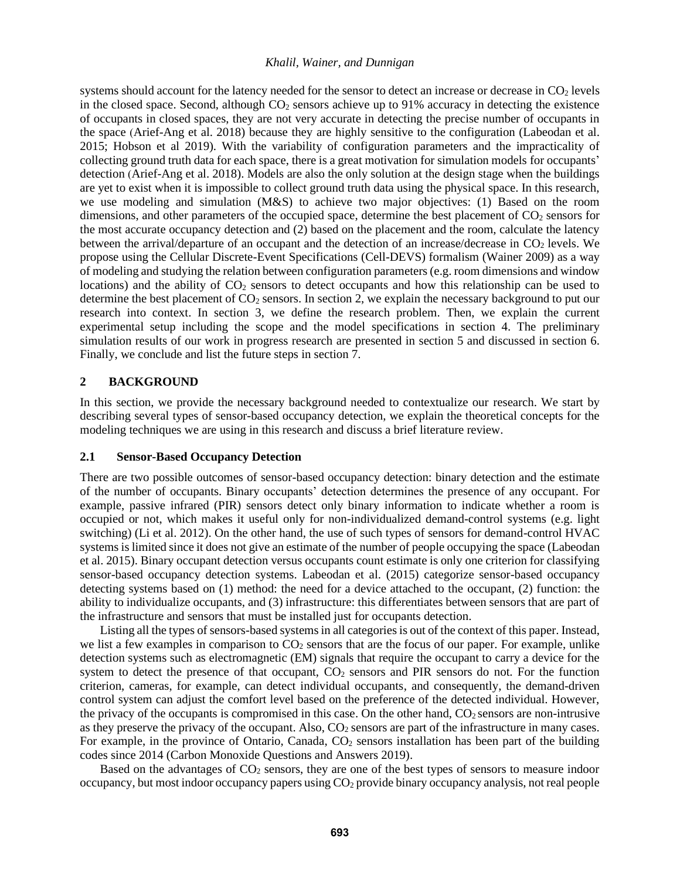systems should account for the latency needed for the sensor to detect an increase or decrease in $CO_2$ levels in the closed space. Second, although $CO_2$ sensors achieve up to 91% accuracy in detecting the existence of occupants in closed spaces, they are not very accurate in detecting the precise number of occupants in the space (Arief-Ang et al. 2018) because they are highly sensitive to the configuration (Labeodan et al. 2015; Hobson et al 2019). With the variability of configuration parameters and the impracticality of collecting ground truth data for each space, there is a great motivation for simulation models for occupants' detection (Arief-Ang et al. 2018). Models are also the only solution at the design stage when the buildings are yet to exist when it is impossible to collect ground truth data using the physical space. In this research, we use modeling and simulation (M&S) to achieve two major objectives: (1) Based on the room dimensions, and other parameters of the occupied space, determine the best placement of $CO_2$ sensors for the most accurate occupancy detection and (2) based on the placement and the room, calculate the latency between the arrival/departure of an occupant and the detection of an increase/decrease in $CO_2$ levels. We propose using the Cellular Discrete-Event Specifications (Cell-DEVS) formalism (Wainer 2009) as a way of modeling and studying the relation between configuration parameters (e.g. room dimensions and window locations) and the ability of $CO_2$ sensors to detect occupants and how this relationship can be used to determine the best placement of $CO_2$ sensors. In section 2, we explain the necessary background to put our research into context. In section 3, we define the research problem. Then, we explain the current experimental setup including the scope and the model specifications in section 4. The preliminary simulation results of our work in progress research are presented in section 5 and discussed in section 6. Finally, we conclude and list the future steps in section 7.

## 2 BACKGROUND

In this section, we provide the necessary background needed to contextualize our research. We start by describing several types of sensor-based occupancy detection, we explain the theoretical concepts for the modeling techniques we are using in this research and discuss a brief literature review.

### 2.1 Sensor-Based Occupancy Detection

There are two possible outcomes of sensor-based occupancy detection: binary detection and the estimate of the number of occupants. Binary occupants' detection determines the presence of any occupant. For example, passive infrared (PIR) sensors detect only binary information to indicate whether a room is occupied or not, which makes it useful only for non-individualized demand-control systems (e.g. light switching) (Li et al. 2012). On the other hand, the use of such types of sensors for demand-control HVAC systems is limited since it does not give an estimate of the number of people occupying the space (Labeodan et al. 2015). Binary occupant detection versus occupants count estimate is only one criterion for classifying sensor-based occupancy detection systems. Labeodan et al. (2015) categorize sensor-based occupancy detecting systems based on (1) method: the need for a device attached to the occupant, (2) function: the ability to individualize occupants, and (3) infrastructure: this differentiates between sensors that are part of the infrastructure and sensors that must be installed just for occupants detection.

Listing all the types of sensors-based systems in all categories is out of the context of this paper. Instead, we list a few examples in comparison to $CO_2$ sensors that are the focus of our paper. For example, unlike detection systems such as electromagnetic (EM) signals that require the occupant to carry a device for the system to detect the presence of that occupant, $CO_2$ sensors and PIR sensors do not. For the function criterion, cameras, for example, can detect individual occupants, and consequently, the demand-driven control system can adjust the comfort level based on the preference of the detected individual. However, the privacy of the occupants is compromised in this case. On the other hand, $CO_2$ sensors are non-intrusive as they preserve the privacy of the occupant. Also, $CO_2$ sensors are part of the infrastructure in many cases. For example, in the province of Ontario, Canada, $CO_2$ sensors installation has been part of the building codes since 2014 (Carbon Monoxide Questions and Answers 2019).

Based on the advantages of $CO_2$ sensors, they are one of the best types of sensors to measure indoor occupancy, but most indoor occupancy papers using $CO_2$ provide binary occupancy analysis, not real people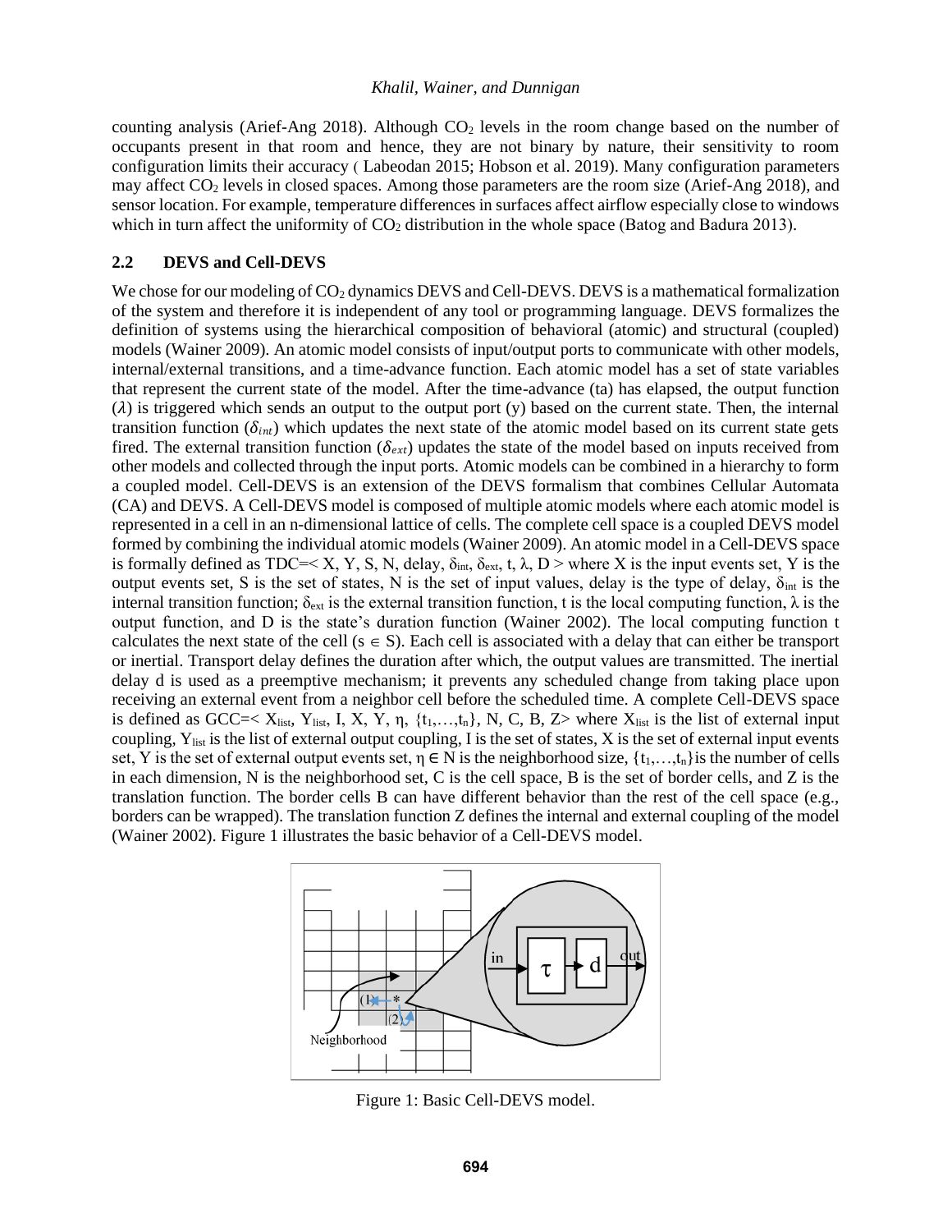counting analysis (Arief-Ang 2018). Although $CO_2$ levels in the room change based on the number of occupants present in that room and hence, they are not binary by nature, their sensitivity to room configuration limits their accuracy ( Labeodan 2015; Hobson et al. 2019). Many configuration parameters may affect $CO_2$ levels in closed spaces. Among those parameters are the room size (Arief-Ang 2018), and sensor location. For example, temperature differences in surfaces affect airflow especially close to windows which in turn affect the uniformity of $CO_2$ distribution in the whole space (Batog and Badura 2013).

## 2.2 DEVS and Cell-DEVS

We chose for our modeling of $CO_2$ dynamics DEVS and Cell-DEVS. DEVS is a mathematical formalization of the system and therefore it is independent of any tool or programming language. DEVS formalizes the definition of systems using the hierarchical composition of behavioral (atomic) and structural (coupled) models (Wainer 2009). An atomic model consists of input/output ports to communicate with other models, internal/external transitions, and a time-advance function. Each atomic model has a set of state variables that represent the current state of the model. After the time-advance (ta) has elapsed, the output function ($\lambda$) is triggered which sends an output to the output port (y) based on the current state. Then, the internal transition function ($\delta_{int}$) which updates the next state of the atomic model based on its current state gets fired. The external transition function ($\delta_{ext}$) updates the state of the model based on inputs received from other models and collected through the input ports. Atomic models can be combined in a hierarchy to form a coupled model. Cell-DEVS is an extension of the DEVS formalism that combines Cellular Automata (CA) and DEVS. A Cell-DEVS model is composed of multiple atomic models where each atomic model is represented in a cell in an n-dimensional lattice of cells. The complete cell space is a coupled DEVS model formed by combining the individual atomic models (Wainer 2009). An atomic model in a Cell-DEVS space is formally defined as TDC=< X, Y, S, N, delay, $\delta_{int}$, $\delta_{ext}$, t, $\lambda$, D > where X is the input events set, Y is the output events set, S is the set of states, N is the set of input values, delay is the type of delay, $\delta_{int}$ is the internal transition function; $\delta_{ext}$ is the external transition function, t is the local computing function, $\lambda$ is the output function, and D is the state's duration function (Wainer 2002). The local computing function t calculates the next state of the cell ($s \in S$). Each cell is associated with a delay that can either be transport or inertial. Transport delay defines the duration after which, the output values are transmitted. The inertial delay d is used as a preemptive mechanism; it prevents any scheduled change from taking place upon receiving an external event from a neighbor cell before the scheduled time. A complete Cell-DEVS space is defined as GCC=< $X_{list}$, $Y_{list}$, I, X, Y, $\eta$, $\{t_1,\ldots,t_n\}$, N, C, B, Z> where $X_{list}$ is the list of external input coupling, $Y_{list}$ is the list of external output coupling, I is the set of states, X is the set of external input events set, Y is the set of external output events set, $\eta \in N$ is the neighborhood size, $\{t_1,\ldots,t_n\}$ is the number of cells in each dimension, N is the neighborhood set, C is the cell space, B is the set of border cells, and Z is the translation function. The border cells B can have different behavior than the rest of the cell space (e.g., borders can be wrapped). The translation function Z defines the internal and external coupling of the model (Wainer 2002). Figure 1 illustrates the basic behavior of a Cell-DEVS model.

Figure 1: Basic Cell-DEVS model.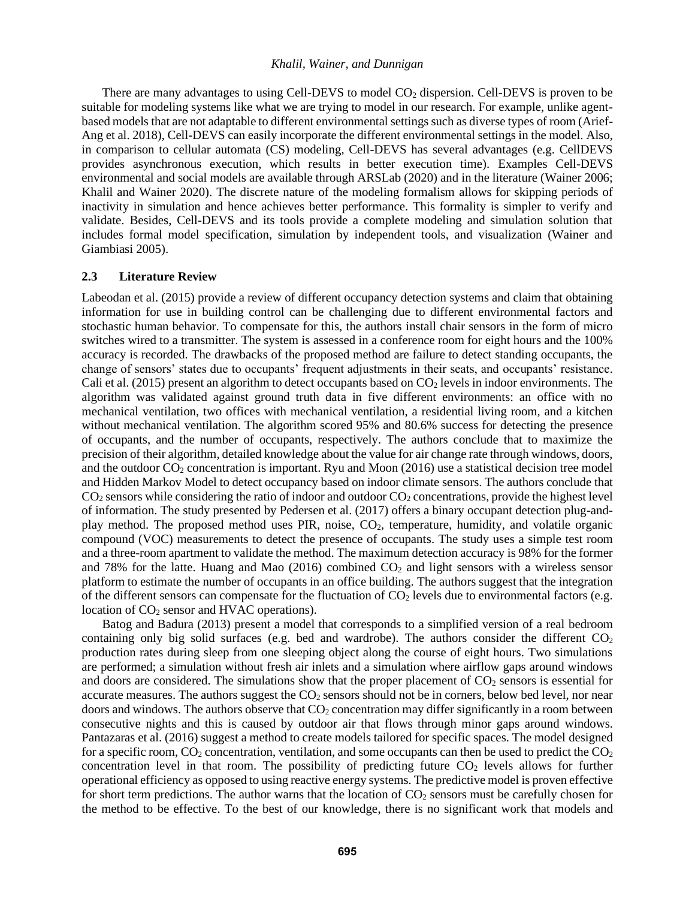There are many advantages to using Cell-DEVS to model $CO_2$ dispersion. Cell-DEVS is proven to be suitable for modeling systems like what we are trying to model in our research. For example, unlike agent-based models that are not adaptable to different environmental settings such as diverse types of room (Arief-Ang et al. 2018), Cell-DEVS can easily incorporate the different environmental settings in the model. Also, in comparison to cellular automata (CS) modeling, Cell-DEVS has several advantages (e.g. CellDEVS provides asynchronous execution, which results in better execution time). Examples Cell-DEVS environmental and social models are available through ARSLab (2020) and in the literature (Wainer 2006; Khalil and Wainer 2020). The discrete nature of the modeling formalism allows for skipping periods of inactivity in simulation and hence achieves better performance. This formality is simpler to verify and validate. Besides, Cell-DEVS and its tools provide a complete modeling and simulation solution that includes formal model specification, simulation by independent tools, and visualization (Wainer and Giambiasi 2005).

## 2.3 Literature Review

Labeodan et al. (2015) provide a review of different occupancy detection systems and claim that obtaining information for use in building control can be challenging due to different environmental factors and stochastic human behavior. To compensate for this, the authors install chair sensors in the form of micro switches wired to a transmitter. The system is assessed in a conference room for eight hours and the 100% accuracy is recorded. The drawbacks of the proposed method are failure to detect standing occupants, the change of sensors' states due to occupants' frequent adjustments in their seats, and occupants' resistance. Cali et al. (2015) present an algorithm to detect occupants based on $CO_2$ levels in indoor environments. The algorithm was validated against ground truth data in five different environments: an office with no mechanical ventilation, two offices with mechanical ventilation, a residential living room, and a kitchen without mechanical ventilation. The algorithm scored 95% and 80.6% success for detecting the presence of occupants, and the number of occupants, respectively. The authors conclude that to maximize the precision of their algorithm, detailed knowledge about the value for air change rate through windows, doors, and the outdoor $CO_2$ concentration is important. Ryu and Moon (2016) use a statistical decision tree model and Hidden Markov Model to detect occupancy based on indoor climate sensors. The authors conclude that $CO_2$ sensors while considering the ratio of indoor and outdoor $CO_2$ concentrations, provide the highest level of information. The study presented by Pedersen et al. (2017) offers a binary occupant detection plug-and-play method. The proposed method uses PIR, noise, $CO_2$, temperature, humidity, and volatile organic compound (VOC) measurements to detect the presence of occupants. The study uses a simple test room and a three-room apartment to validate the method. The maximum detection accuracy is 98% for the former and 78% for the latte. Huang and Mao (2016) combined $CO_2$ and light sensors with a wireless sensor platform to estimate the number of occupants in an office building. The authors suggest that the integration of the different sensors can compensate for the fluctuation of $CO_2$ levels due to environmental factors (e.g. location of $CO_2$ sensor and HVAC operations).

Batog and Badura (2013) present a model that corresponds to a simplified version of a real bedroom containing only big solid surfaces (e.g. bed and wardrobe). The authors consider the different $CO_2$ production rates during sleep from one sleeping object along the course of eight hours. Two simulations are performed; a simulation without fresh air inlets and a simulation where airflow gaps around windows and doors are considered. The simulations show that the proper placement of $CO_2$ sensors is essential for accurate measures. The authors suggest the $CO_2$ sensors should not be in corners, below bed level, nor near doors and windows. The authors observe that $CO_2$ concentration may differ significantly in a room between consecutive nights and this is caused by outdoor air that flows through minor gaps around windows. Pantazaras et al. (2016) suggest a method to create models tailored for specific spaces. The model designed for a specific room, $CO_2$ concentration, ventilation, and some occupants can then be used to predict the $CO_2$ concentration level in that room. The possibility of predicting future $CO_2$ levels allows for further operational efficiency as opposed to using reactive energy systems. The predictive model is proven effective for short term predictions. The author warns that the location of $CO_2$ sensors must be carefully chosen for the method to be effective. To the best of our knowledge, there is no significant work that models and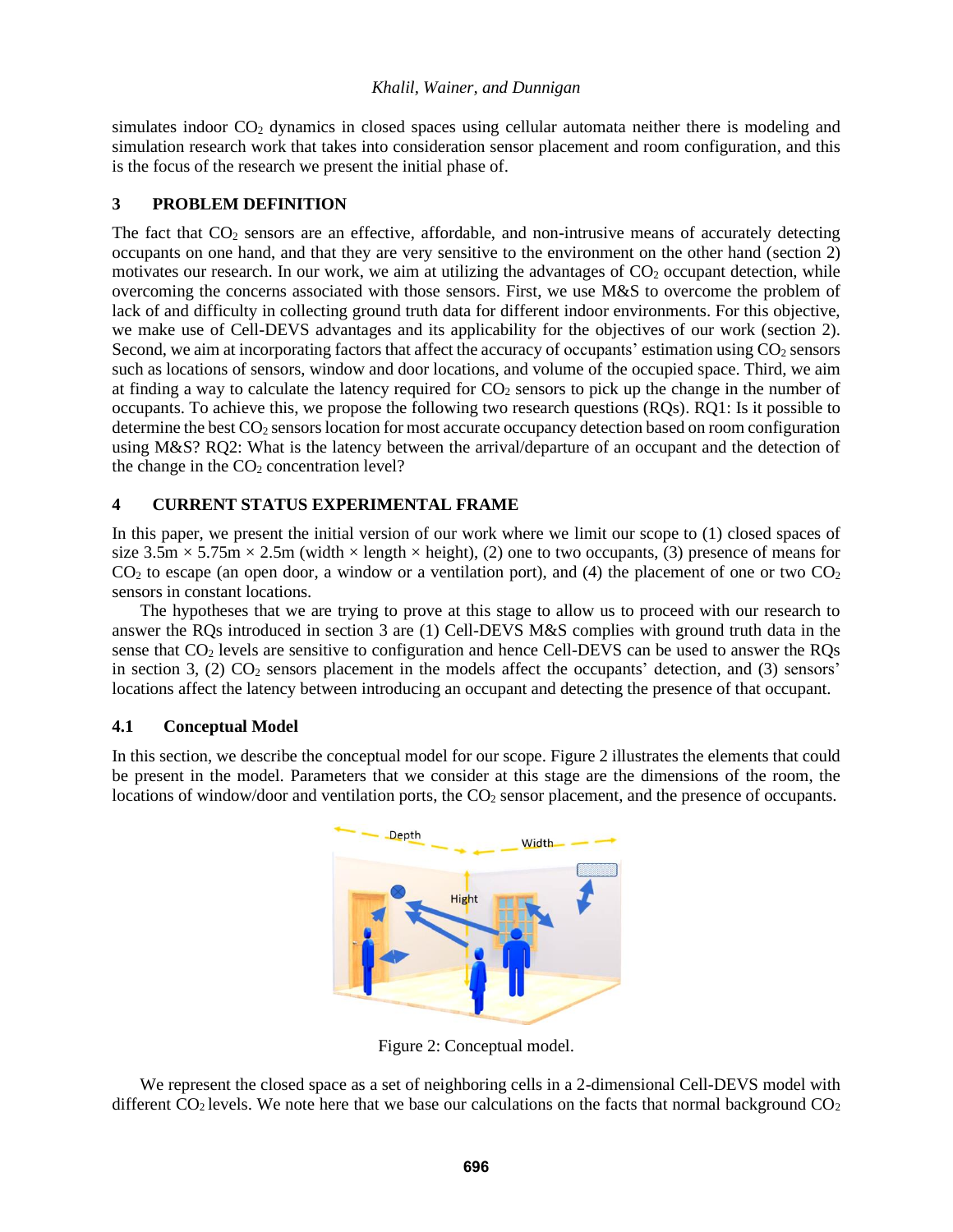simulates indoor $CO_2$ dynamics in closed spaces using cellular automata neither there is modeling and simulation research work that takes into consideration sensor placement and room configuration, and this is the focus of the research we present the initial phase of.

## 3 PROBLEM DEFINITION

The fact that $CO_2$ sensors are an effective, affordable, and non-intrusive means of accurately detecting occupants on one hand, and that they are very sensitive to the environment on the other hand (section 2) motivates our research. In our work, we aim at utilizing the advantages of $CO_2$ occupant detection, while overcoming the concerns associated with those sensors. First, we use M&S to overcome the problem of lack of and difficulty in collecting ground truth data for different indoor environments. For this objective, we make use of Cell-DEVS advantages and its applicability for the objectives of our work (section 2). Second, we aim at incorporating factors that affect the accuracy of occupants' estimation using $CO_2$ sensors such as locations of sensors, window and door locations, and volume of the occupied space. Third, we aim at finding a way to calculate the latency required for $CO_2$ sensors to pick up the change in the number of occupants. To achieve this, we propose the following two research questions (RQs). RQ1: Is it possible to determine the best $CO_2$ sensors location for most accurate occupancy detection based on room configuration using M&S? RQ2: What is the latency between the arrival/departure of an occupant and the detection of the change in the $CO_2$ concentration level?

## 4 CURRENT STATUS EXPERIMENTAL FRAME

In this paper, we present the initial version of our work where we limit our scope to (1) closed spaces of size 3.5m × 5.75m × 2.5m (width × length × height), (2) one to two occupants, (3) presence of means for $CO_2$ to escape (an open door, a window or a ventilation port), and (4) the placement of one or two $CO_2$ sensors in constant locations.

The hypotheses that we are trying to prove at this stage to allow us to proceed with our research to answer the RQs introduced in section 3 are (1) Cell-DEVS M&S complies with ground truth data in the sense that $CO_2$ levels are sensitive to configuration and hence Cell-DEVS can be used to answer the RQs in section 3, (2) $CO_2$ sensors placement in the models affect the occupants' detection, and (3) sensors' locations affect the latency between introducing an occupant and detecting the presence of that occupant.

### 4.1 Conceptual Model

In this section, we describe the conceptual model for our scope. Figure 2 illustrates the elements that could be present in the model. Parameters that we consider at this stage are the dimensions of the room, the locations of window/door and ventilation ports, the $CO_2$ sensor placement, and the presence of occupants.

Figure 2: Conceptual model.

We represent the closed space as a set of neighboring cells in a 2-dimensional Cell-DEVS model with different $CO_2$ levels. We note here that we base our calculations on the facts that normal background $CO_2$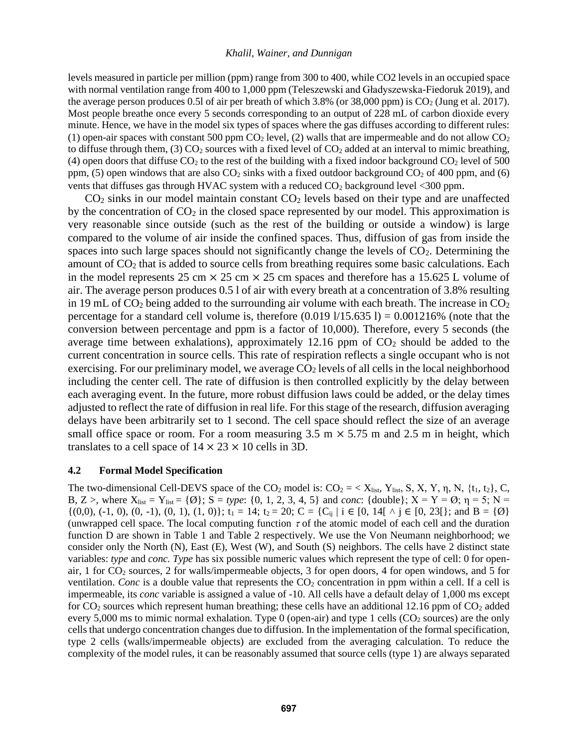levels measured in particle per million (ppm) range from 300 to 400, while CO2 levels in an occupied space with normal ventilation range from 400 to 1,000 ppm (Teleszewski and Gładyszewska-Fiedoruk 2019), and the average person produces 0.5l of air per breath of which 3.8% (or 38,000 ppm) is $CO_2$ (Jung et al. 2017). Most people breathe once every 5 seconds corresponding to an output of 228 mL of carbon dioxide every minute. Hence, we have in the model six types of spaces where the gas diffuses according to different rules: (1) open-air spaces with constant 500 ppm $CO_2$ level, (2) walls that are impermeable and do not allow $CO_2$ to diffuse through them, (3) $CO_2$ sources with a fixed level of $CO_2$ added at an interval to mimic breathing, (4) open doors that diffuse $CO_2$ to the rest of the building with a fixed indoor background $CO_2$ level of 500 ppm, (5) open windows that are also $CO_2$ sinks with a fixed outdoor background $CO_2$ of 400 ppm, and (6) vents that diffuses gas through HVAC system with a reduced $CO_2$ background level <300 ppm.

$CO_2$ sinks in our model maintain constant $CO_2$ levels based on their type and are unaffected by the concentration of $CO_2$ in the closed space represented by our model. This approximation is very reasonable since outside (such as the rest of the building or outside a window) is large compared to the volume of air inside the confined spaces. Thus, diffusion of gas from inside the spaces into such large spaces should not significantly change the levels of $CO_2$. Determining the amount of $CO_2$ that is added to source cells from breathing requires some basic calculations. Each in the model represents 25 cm × 25 cm × 25 cm spaces and therefore has a 15.625 L volume of air. The average person produces 0.5 l of air with every breath at a concentration of 3.8% resulting in 19 mL of $CO_2$ being added to the surrounding air volume with each breath. The increase in $CO_2$ percentage for a standard cell volume is, therefore (0.019 l/15.635 l) = 0.001216% (note that the conversion between percentage and ppm is a factor of 10,000). Therefore, every 5 seconds (the average time between exhalations), approximately 12.16 ppm of $CO_2$ should be added to the current concentration in source cells. This rate of respiration reflects a single occupant who is not exercising. For our preliminary model, we average $CO_2$ levels of all cells in the local neighborhood including the center cell. The rate of diffusion is then controlled explicitly by the delay between each averaging event. In the future, more robust diffusion laws could be added, or the delay times adjusted to reflect the rate of diffusion in real life. For this stage of the research, diffusion averaging delays have been arbitrarily set to 1 second. The cell space should reflect the size of an average small office space or room. For a room measuring 3.5 m × 5.75 m and 2.5 m in height, which translates to a cell space of 14 × 23 × 10 cells in 3D.

### 4.2 Formal Model Specification

The two-dimensional Cell-DEVS space of the $CO_2$ model is: $CO_2 = < X_{list}, Y_{list}, S, X, Y, \eta, N, \{t_1, t_2\}, C, B, Z >$, where $X_{list} = Y_{list} = \{\emptyset\}$; S = *type*: {0, 1, 2, 3, 4, 5} and *conc*: {double}; $X = Y = \emptyset$; $\eta = 5$; N = {(0,0), (-1, 0), (0, -1), (0, 1), (1, 0)}; $t_1 = 14$; $t_2 = 20$; $C = \{C_{ij} \mid i \in [0, 14[ \wedge j \in [0, 23[\}$; and $B = \{\emptyset\}$ (unwrapped cell space. The local computing function $\tau$ of the atomic model of each cell and the duration function D are shown in Table 1 and Table 2 respectively. We use the Von Neumann neighborhood; we consider only the North (N), East (E), West (W), and South (S) neighbors. The cells have 2 distinct state variables: *type* and *conc*. *Type* has six possible numeric values which represent the type of cell: 0 for open-air, 1 for $CO_2$ sources, 2 for walls/impermeable objects, 3 for open doors, 4 for open windows, and 5 for ventilation. *Conc* is a double value that represents the $CO_2$ concentration in ppm within a cell. If a cell is impermeable, its *conc* variable is assigned a value of -10. All cells have a default delay of 1,000 ms except for $CO_2$ sources which represent human breathing; these cells have an additional 12.16 ppm of $CO_2$ added every 5,000 ms to mimic normal exhalation. Type 0 (open-air) and type 1 cells ($CO_2$ sources) are the only cells that undergo concentration changes due to diffusion. In the implementation of the formal specification, type 2 cells (walls/impermeable objects) are excluded from the averaging calculation. To reduce the complexity of the model rules, it can be reasonably assumed that source cells (type 1) are always separated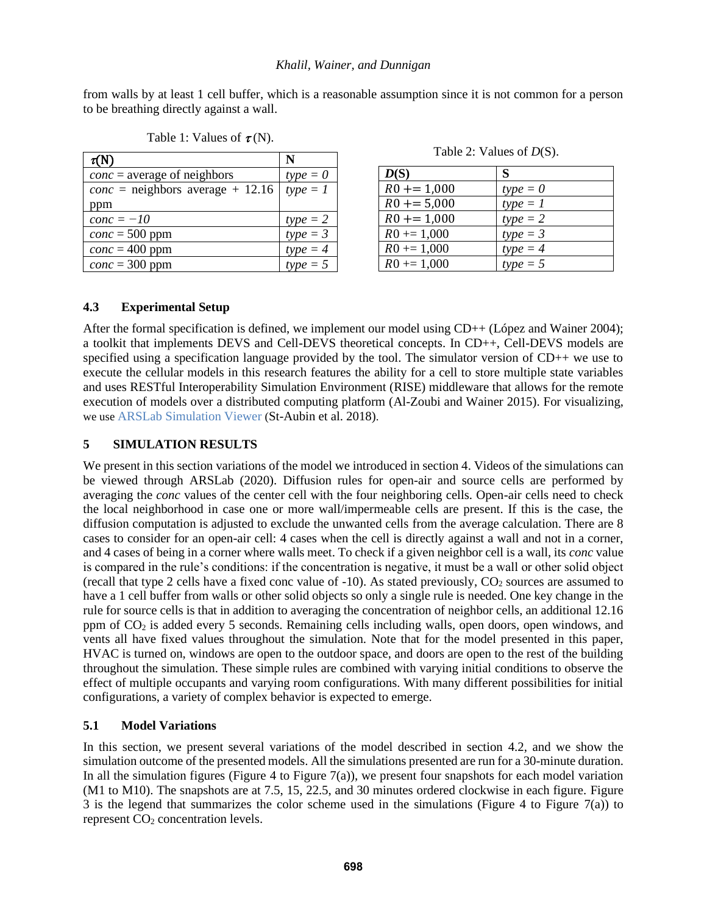from walls by at least 1 cell buffer, which is a reasonable assumption since it is not common for a person to be breathing directly against a wall.

Table 1: Values of $\tau$(N).

| $\tau$(N) | N |
|---|---|
| *conc* = average of neighbors | *type = 0* |
| *conc* = neighbors average + 12.16 ppm | *type = 1* |
| *conc* = *−10* | *type = 2* |
| *conc* = 500 ppm | *type = 3* |
| *conc* = 400 ppm | *type = 4* |
| *conc* = 300 ppm | *type = 5* |

Table 2: Values of *D*(S).

| *D*(S) | S |
|---|---|
| $R0$ += 1,000 | *type = 0* |
| $R0$ += 5,000 | *type = 1* |
| $R0$ += 1,000 | *type = 2* |
| $R0$ += 1,000 | *type = 3* |
| $R0$ += 1,000 | *type = 4* |
| $R0$ += 1,000 | *type = 5* |

### 4.3 Experimental Setup

After the formal specification is defined, we implement our model using CD++ (López and Wainer 2004); a toolkit that implements DEVS and Cell-DEVS theoretical concepts. In CD++, Cell-DEVS models are specified using a specification language provided by the tool. The simulator version of CD++ we use to execute the cellular models in this research features the ability for a cell to store multiple state variables and uses RESTful Interoperability Simulation Environment (RISE) middleware that allows for the remote execution of models over a distributed computing platform (Al-Zoubi and Wainer 2015). For visualizing, we use ARSLab Simulation Viewer (St-Aubin et al. 2018).

## 5 SIMULATION RESULTS

We present in this section variations of the model we introduced in section 4. Videos of the simulations can be viewed through ARSLab (2020). Diffusion rules for open-air and source cells are performed by averaging the *conc* values of the center cell with the four neighboring cells. Open-air cells need to check the local neighborhood in case one or more wall/impermeable cells are present. If this is the case, the diffusion computation is adjusted to exclude the unwanted cells from the average calculation. There are 8 cases to consider for an open-air cell: 4 cases when the cell is directly against a wall and not in a corner, and 4 cases of being in a corner where walls meet. To check if a given neighbor cell is a wall, its *conc* value is compared in the rule's conditions: if the concentration is negative, it must be a wall or other solid object (recall that type 2 cells have a fixed conc value of -10). As stated previously, $CO_2$ sources are assumed to have a 1 cell buffer from walls or other solid objects so only a single rule is needed. One key change in the rule for source cells is that in addition to averaging the concentration of neighbor cells, an additional 12.16 ppm of $CO_2$ is added every 5 seconds. Remaining cells including walls, open doors, open windows, and vents all have fixed values throughout the simulation. Note that for the model presented in this paper, HVAC is turned on, windows are open to the outdoor space, and doors are open to the rest of the building throughout the simulation. These simple rules are combined with varying initial conditions to observe the effect of multiple occupants and varying room configurations. With many different possibilities for initial configurations, a variety of complex behavior is expected to emerge.

### 5.1 Model Variations

In this section, we present several variations of the model described in section 4.2, and we show the simulation outcome of the presented models. All the simulations presented are run for a 30-minute duration. In all the simulation figures (Figure 4 to Figure 7(a)), we present four snapshots for each model variation (M1 to M10). The snapshots are at 7.5, 15, 22.5, and 30 minutes ordered clockwise in each figure. Figure 3 is the legend that summarizes the color scheme used in the simulations (Figure 4 to Figure 7(a)) to represent $CO_2$ concentration levels.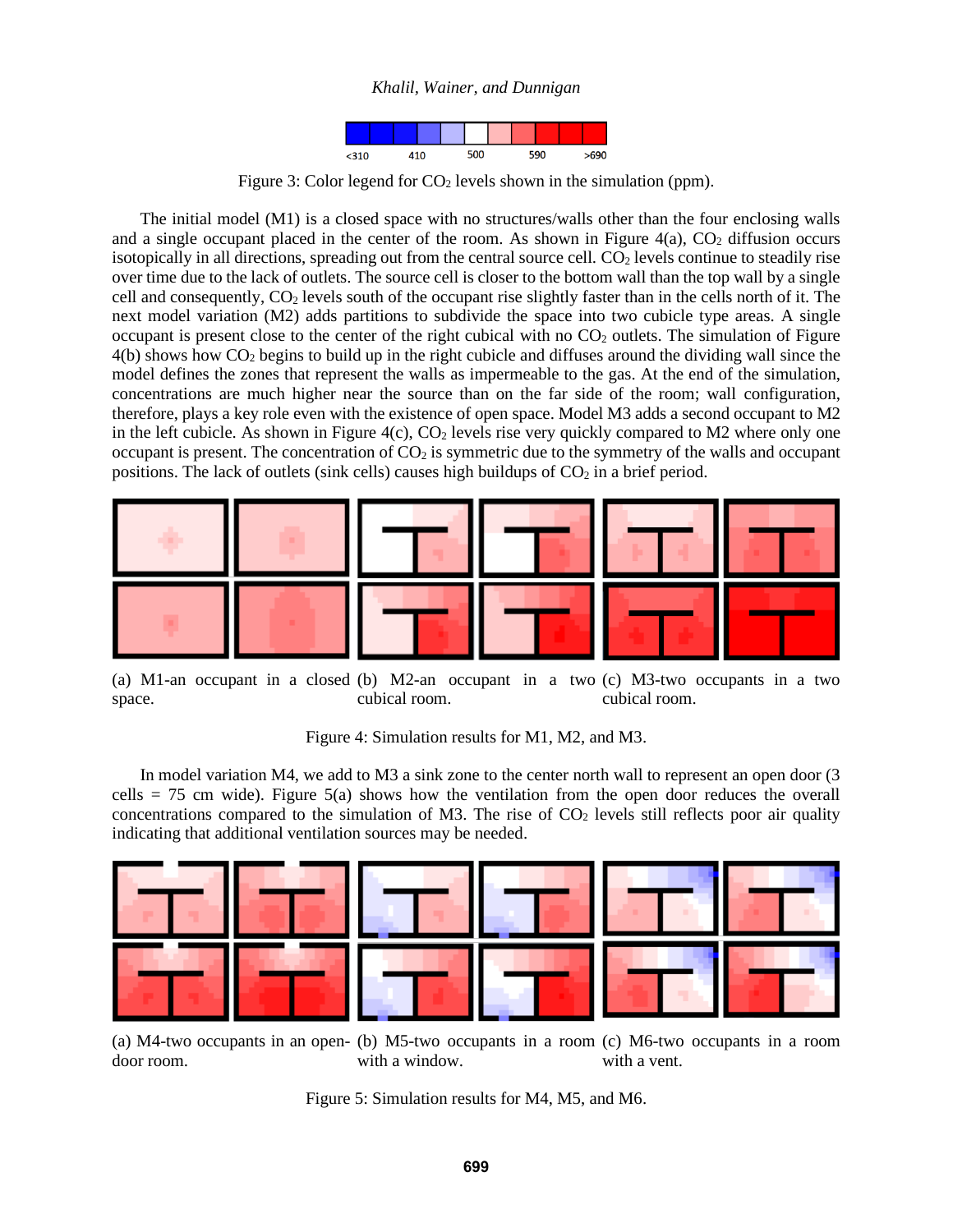<410 410 500 590 >690

Figure 3: Color legend for $CO_2$ levels shown in the simulation (ppm).

The initial model (M1) is a closed space with no structures/walls other than the four enclosing walls and a single occupant placed in the center of the room. As shown in Figure 4(a), $CO_2$ diffusion occurs isotopically in all directions, spreading out from the central source cell. $CO_2$ levels continue to steadily rise over time due to the lack of outlets. The source cell is closer to the bottom wall than the top wall by a single cell and consequently, $CO_2$ levels south of the occupant rise slightly faster than in the cells north of it. The next model variation (M2) adds partitions to subdivide the space into two cubicle type areas. A single occupant is present close to the center of the right cubical with no $CO_2$ outlets. The simulation of Figure 4(b) shows how $CO_2$ begins to build up in the right cubicle and diffuses around the dividing wall since the model defines the zones that represent the walls as impermeable to the gas. At the end of the simulation, concentrations are much higher near the source than on the far side of the room; wall configuration, therefore, plays a key role even with the existence of open space. Model M3 adds a second occupant to M2 in the left cubicle. As shown in Figure 4(c), $CO_2$ levels rise very quickly compared to M2 where only one occupant is present. The concentration of $CO_2$ is symmetric due to the symmetry of the walls and occupant positions. The lack of outlets (sink cells) causes high buildups of $CO_2$ in a brief period.

(a) M1-an occupant in a closed space.

(b) M2-an occupant in a two cubical room.

(c) M3-two occupants in a two cubical room.

Figure 4: Simulation results for M1, M2, and M3.

In model variation M4, we add to M3 a sink zone to the center north wall to represent an open door (3 cells = 75 cm wide). Figure 5(a) shows how the ventilation from the open door reduces the overall concentrations compared to the simulation of M3. The rise of $CO_2$ levels still reflects poor air quality indicating that additional ventilation sources may be needed.

(a) M4-two occupants in an open-door room.

(b) M5-two occupants in a room with a window.

(c) M6-two occupants in a room with a vent.

Figure 5: Simulation results for M4, M5, and M6.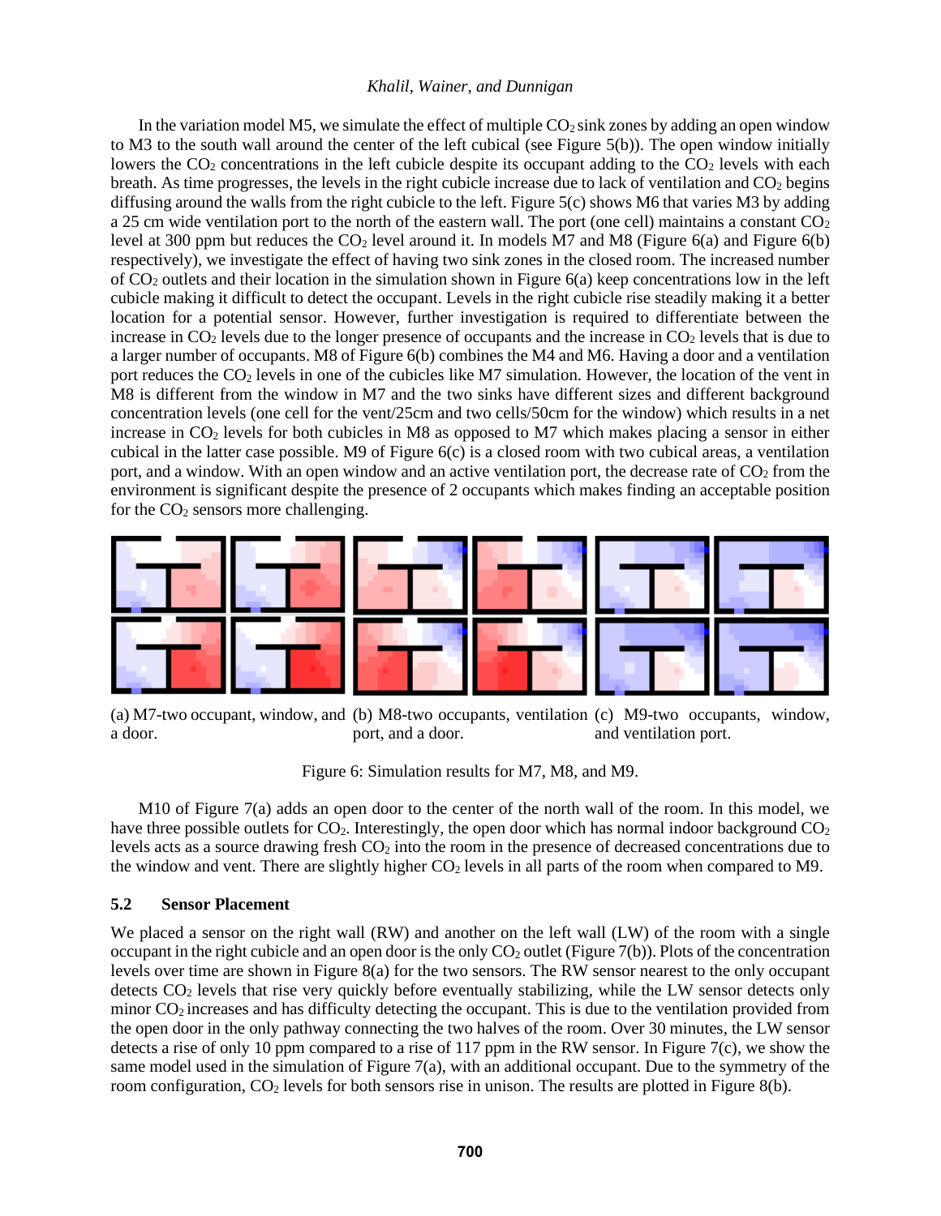In the variation model M5, we simulate the effect of multiple $CO_2$ sink zones by adding an open window to M3 to the south wall around the center of the left cubical (see Figure 5(b)). The open window initially lowers the $CO_2$ concentrations in the left cubicle despite its occupant adding to the $CO_2$ levels with each breath. As time progresses, the levels in the right cubicle increase due to lack of ventilation and $CO_2$ begins diffusing around the walls from the right cubicle to the left. Figure 5(c) shows M6 that varies M3 by adding a 25 cm wide ventilation port to the north of the eastern wall. The port (one cell) maintains a constant $CO_2$ level at 300 ppm but reduces the $CO_2$ level around it. In models M7 and M8 (Figure 6(a) and Figure 6(b) respectively), we investigate the effect of having two sink zones in the closed room. The increased number of $CO_2$ outlets and their location in the simulation shown in Figure 6(a) keep concentrations low in the left cubicle making it difficult to detect the occupant. Levels in the right cubicle rise steadily making it a better location for a potential sensor. However, further investigation is required to differentiate between the increase in $CO_2$ levels due to the longer presence of occupants and the increase in $CO_2$ levels that is due to a larger number of occupants. M8 of Figure 6(b) combines the M4 and M6. Having a door and a ventilation port reduces the $CO_2$ levels in one of the cubicles like M7 simulation. However, the location of the vent in M8 is different from the window in M7 and the two sinks have different sizes and different background concentration levels (one cell for the vent/25cm and two cells/50cm for the window) which results in a net increase in $CO_2$ levels for both cubicles in M8 as opposed to M7 which makes placing a sensor in either cubical in the latter case possible. M9 of Figure 6(c) is a closed room with two cubical areas, a ventilation port, and a window. With an open window and an active ventilation port, the decrease rate of $CO_2$ from the environment is significant despite the presence of 2 occupants which makes finding an acceptable position for the $CO_2$ sensors more challenging.

(a) M7-two occupant, window, and a door.

(b) M8-two occupants, ventilation port, and a door.

(c) M9-two occupants, window, and ventilation port.

Figure 6: Simulation results for M7, M8, and M9.

M10 of Figure 7(a) adds an open door to the center of the north wall of the room. In this model, we have three possible outlets for $CO_2$. Interestingly, the open door which has normal indoor background $CO_2$ levels acts as a source drawing fresh $CO_2$ into the room in the presence of decreased concentrations due to the window and vent. There are slightly higher $CO_2$ levels in all parts of the room when compared to M9.

### 5.2 Sensor Placement

We placed a sensor on the right wall (RW) and another on the left wall (LW) of the room with a single occupant in the right cubicle and an open door is the only $CO_2$ outlet (Figure 7(b)). Plots of the concentration levels over time are shown in Figure 8(a) for the two sensors. The RW sensor nearest to the only occupant detects $CO_2$ levels that rise very quickly before eventually stabilizing, while the LW sensor detects only minor $CO_2$ increases and has difficulty detecting the occupant. This is due to the ventilation provided from the open door in the only pathway connecting the two halves of the room. Over 30 minutes, the LW sensor detects a rise of only 10 ppm compared to a rise of 117 ppm in the RW sensor. In Figure 7(c), we show the same model used in the simulation of Figure 7(a), with an additional occupant. Due to the symmetry of the room configuration, $CO_2$ levels for both sensors rise in unison. The results are plotted in Figure 8(b).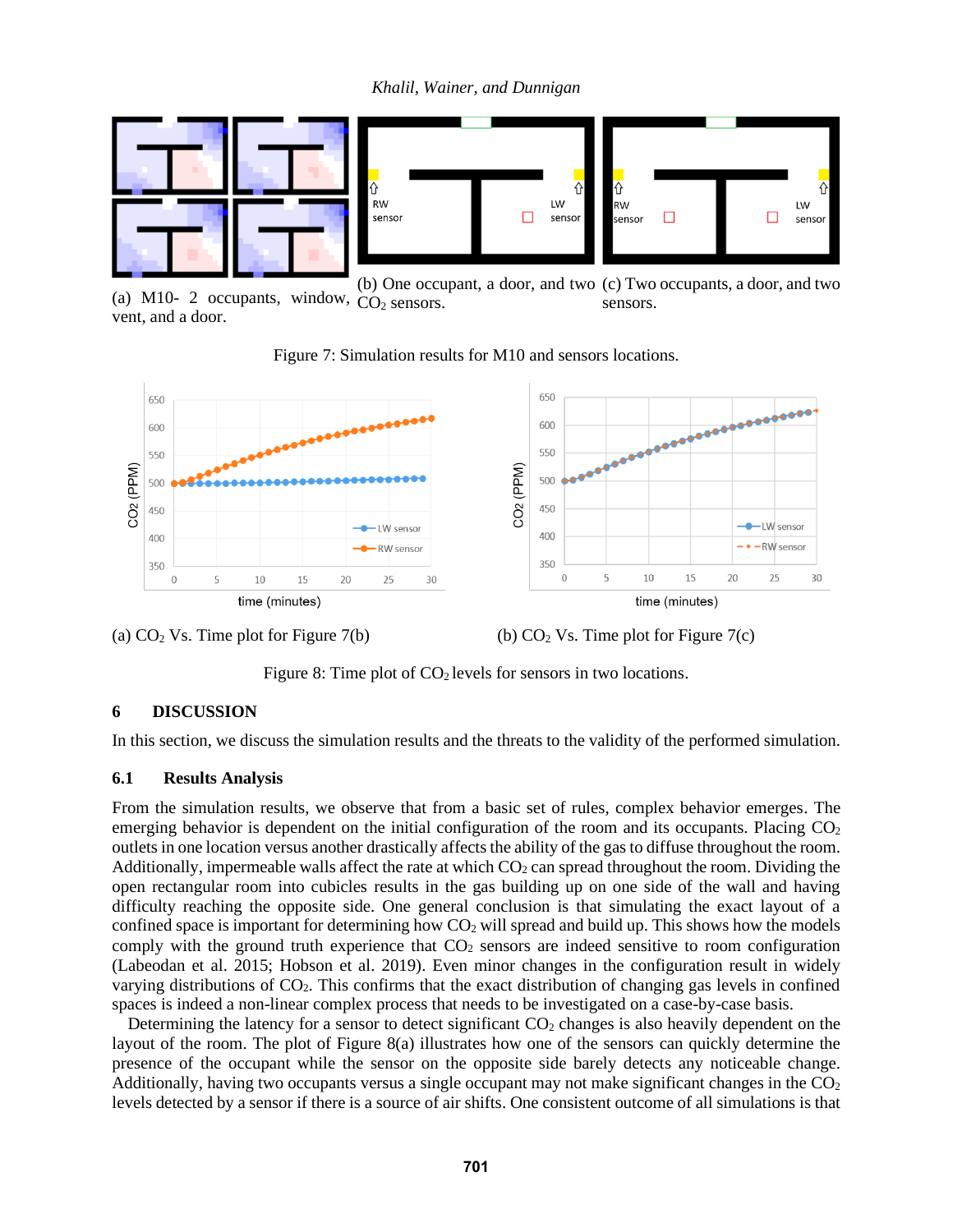(a) M10- 2 occupants, window, vent, and a door.

(b) One occupant, a door, and two $CO_2$ sensors.

(c) Two occupants, a door, and two sensors.

Figure 7: Simulation results for M10 and sensors locations.

(a) $CO_2$ Vs. Time plot for Figure 7(b)

(b) $CO_2$ Vs. Time plot for Figure 7(c)

Figure 8: Time plot of $CO_2$ levels for sensors in two locations.

## 6 DISCUSSION

In this section, we discuss the simulation results and the threats to the validity of the performed simulation.

### 6.1 Results Analysis

From the simulation results, we observe that from a basic set of rules, complex behavior emerges. The emerging behavior is dependent on the initial configuration of the room and its occupants. Placing $CO_2$ outlets in one location versus another drastically affects the ability of the gas to diffuse throughout the room. Additionally, impermeable walls affect the rate at which $CO_2$ can spread throughout the room. Dividing the open rectangular room into cubicles results in the gas building up on one side of the wall and having difficulty reaching the opposite side. One general conclusion is that simulating the exact layout of a confined space is important for determining how $CO_2$ will spread and build up. This shows how the models comply with the ground truth experience that $CO_2$ sensors are indeed sensitive to room configuration (Labeodan et al. 2015; Hobson et al. 2019). Even minor changes in the configuration result in widely varying distributions of $CO_2$. This confirms that the exact distribution of changing gas levels in confined spaces is indeed a non-linear complex process that needs to be investigated on a case-by-case basis.

Determining the latency for a sensor to detect significant $CO_2$ changes is also heavily dependent on the layout of the room. The plot of Figure 8(a) illustrates how one of the sensors can quickly determine the presence of the occupant while the sensor on the opposite side barely detects any noticeable change. Additionally, having two occupants versus a single occupant may not make significant changes in the $CO_2$ levels detected by a sensor if there is a source of air shifts. One consistent outcome of all simulations is that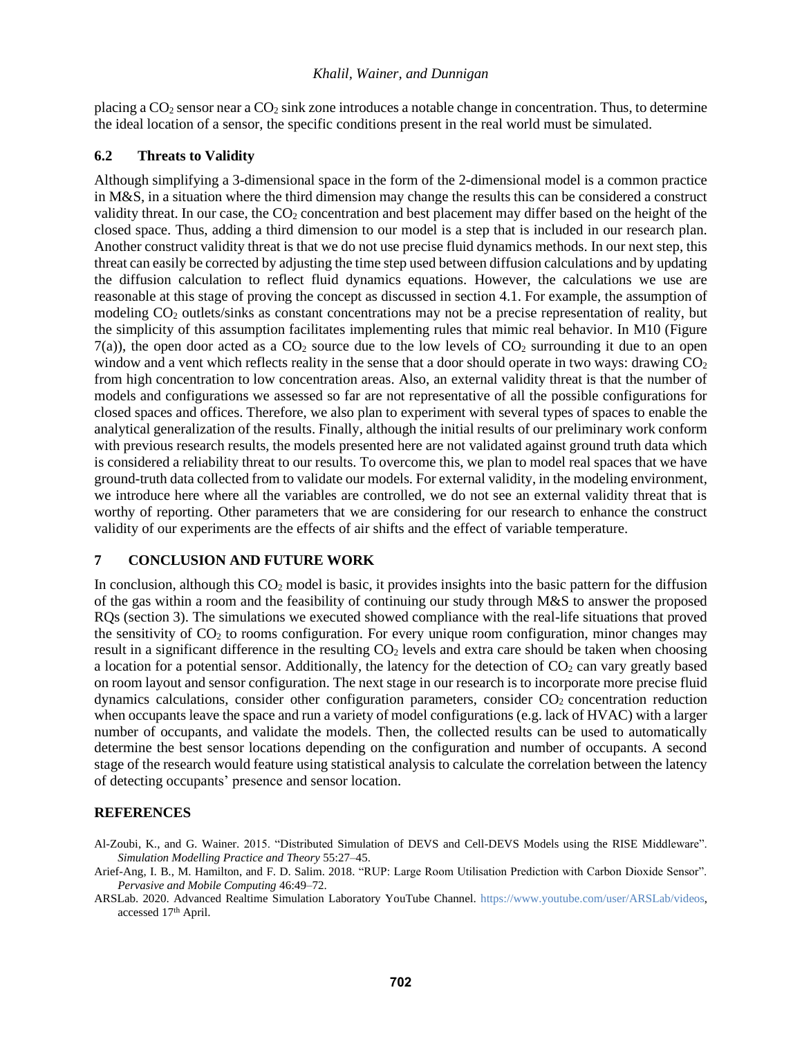placing a $CO_2$ sensor near a $CO_2$ sink zone introduces a notable change in concentration. Thus, to determine the ideal location of a sensor, the specific conditions present in the real world must be simulated.

### 6.2 Threats to Validity

Although simplifying a 3-dimensional space in the form of the 2-dimensional model is a common practice in M&S, in a situation where the third dimension may change the results this can be considered a construct validity threat. In our case, the $CO_2$ concentration and best placement may differ based on the height of the closed space. Thus, adding a third dimension to our model is a step that is included in our research plan. Another construct validity threat is that we do not use precise fluid dynamics methods. In our next step, this threat can easily be corrected by adjusting the time step used between diffusion calculations and by updating the diffusion calculation to reflect fluid dynamics equations. However, the calculations we use are reasonable at this stage of proving the concept as discussed in section 4.1. For example, the assumption of modeling $CO_2$ outlets/sinks as constant concentrations may not be a precise representation of reality, but the simplicity of this assumption facilitates implementing rules that mimic real behavior. In M10 (Figure 7(a)), the open door acted as a $CO_2$ source due to the low levels of $CO_2$ surrounding it due to an open window and a vent which reflects reality in the sense that a door should operate in two ways: drawing $CO_2$ from high concentration to low concentration areas. Also, an external validity threat is that the number of models and configurations we assessed so far are not representative of all the possible configurations for closed spaces and offices. Therefore, we also plan to experiment with several types of spaces to enable the analytical generalization of the results. Finally, although the initial results of our preliminary work conform with previous research results, the models presented here are not validated against ground truth data which is considered a reliability threat to our results. To overcome this, we plan to model real spaces that we have ground-truth data collected from to validate our models. For external validity, in the modeling environment, we introduce here where all the variables are controlled, we do not see an external validity threat that is worthy of reporting. Other parameters that we are considering for our research to enhance the construct validity of our experiments are the effects of air shifts and the effect of variable temperature.

## 7 CONCLUSION AND FUTURE WORK

In conclusion, although this $CO_2$ model is basic, it provides insights into the basic pattern for the diffusion of the gas within a room and the feasibility of continuing our study through M&S to answer the proposed RQs (section 3). The simulations we executed showed compliance with the real-life situations that proved the sensitivity of $CO_2$ to rooms configuration. For every unique room configuration, minor changes may result in a significant difference in the resulting $CO_2$ levels and extra care should be taken when choosing a location for a potential sensor. Additionally, the latency for the detection of $CO_2$ can vary greatly based on room layout and sensor configuration. The next stage in our research is to incorporate more precise fluid dynamics calculations, consider other configuration parameters, consider $CO_2$ concentration reduction when occupants leave the space and run a variety of model configurations (e.g. lack of HVAC) with a larger number of occupants, and validate the models. Then, the collected results can be used to automatically determine the best sensor locations depending on the configuration and number of occupants. A second stage of the research would feature using statistical analysis to calculate the correlation between the latency of detecting occupants' presence and sensor location.

## REFERENCES

Al-Zoubi, K., and G. Wainer. 2015. "Distributed Simulation of DEVS and Cell-DEVS Models using the RISE Middleware". *Simulation Modelling Practice and Theory* 55:27–45.

Arief-Ang, I. B., M. Hamilton, and F. D. Salim. 2018. "RUP: Large Room Utilisation Prediction with Carbon Dioxide Sensor". *Pervasive and Mobile Computing* 46:49–72.

ARSLab. 2020. Advanced Realtime Simulation Laboratory YouTube Channel. https://www.youtube.com/user/ARSLab/videos, accessed 17th April.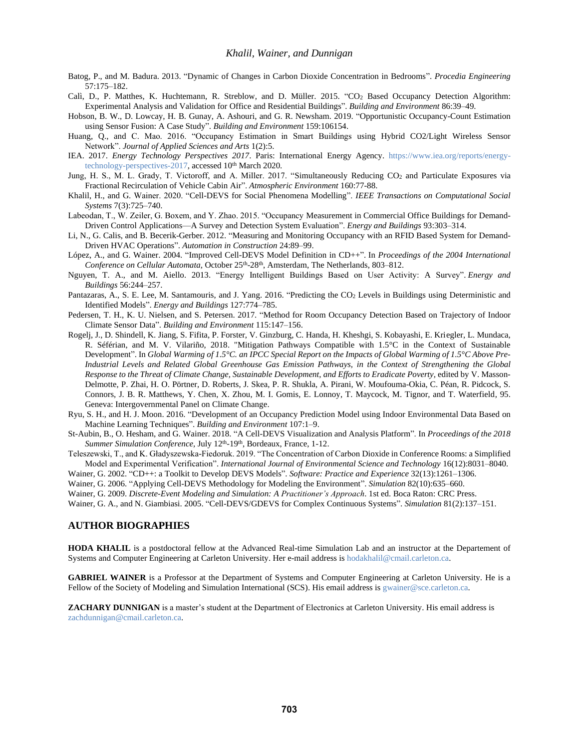Batog, P., and M. Badura. 2013. "Dynamic of Changes in Carbon Dioxide Concentration in Bedrooms". *Procedia Engineering* 57:175–182.

Calì, D., P. Matthes, K. Huchtemann, R. Streblow, and D. Müller. 2015. "$CO_2$ Based Occupancy Detection Algorithm: Experimental Analysis and Validation for Office and Residential Buildings". *Building and Environment* 86:39–49.

Hobson, B. W., D. Lowcay, H. B. Gunay, A. Ashouri, and G. R. Newsham. 2019. "Opportunistic Occupancy-Count Estimation using Sensor Fusion: A Case Study". *Building and Environment* 159:106154.

Huang, Q., and C. Mao. 2016. "Occupancy Estimation in Smart Buildings using Hybrid CO2/Light Wireless Sensor Network". *Journal of Applied Sciences and Arts* 1(2):5.

IEA. 2017. *Energy Technology Perspectives 2017*. Paris: International Energy Agency. https://www.iea.org/reports/energy-technology-perspectives-2017, accessed 10th March 2020.

Jung, H. S., M. L. Grady, T. Victoroff, and A. Miller. 2017. "Simultaneously Reducing $CO_2$ and Particulate Exposures via Fractional Recirculation of Vehicle Cabin Air". *Atmospheric Environment* 160:77-88.

Khalil, H., and G. Wainer. 2020. "Cell-DEVS for Social Phenomena Modelling". *IEEE Transactions on Computational Social Systems* 7(3):725–740.

Labeodan, T., W. Zeiler, G. Boxem, and Y. Zhao. 2015. "Occupancy Measurement in Commercial Office Buildings for Demand-Driven Control Applications—A Survey and Detection System Evaluation". *Energy and Buildings* 93:303–314.

Li, N., G. Calis, and B. Becerik-Gerber. 2012. "Measuring and Monitoring Occupancy with an RFID Based System for Demand-Driven HVAC Operations". *Automation in Construction* 24:89–99.

López, A., and G. Wainer. 2004. "Improved Cell-DEVS Model Definition in CD++". In *Proceedings of the 2004 International Conference on Cellular Automata,* October 25th-28th, Amsterdam, The Netherlands, 803–812.

Nguyen, T. A., and M. Aiello. 2013. "Energy Intelligent Buildings Based on User Activity: A Survey". *Energy and Buildings* 56:244–257.

Pantazaras, A., S. E. Lee, M. Santamouris, and J. Yang. 2016. "Predicting the $CO_2$ Levels in Buildings using Deterministic and Identified Models". *Energy and Buildings* 127:774–785.

Pedersen, T. H., K. U. Nielsen, and S. Petersen. 2017. "Method for Room Occupancy Detection Based on Trajectory of Indoor Climate Sensor Data". *Building and Environment* 115:147–156.

Rogelj, J., D. Shindell, K. Jiang, S. Fifita, P. Forster, V. Ginzburg, C. Handa, H. Kheshgi, S. Kobayashi, E. Kriegler, L. Mundaca, R. Séférian, and M. V. Vilariño, 2018. "Mitigation Pathways Compatible with 1.5°C in the Context of Sustainable Development". In *Global Warming of 1.5°C. an IPCC Special Report on the Impacts of Global Warming of 1.5°C Above Pre-Industrial Levels and Related Global Greenhouse Gas Emission Pathways, in the Context of Strengthening the Global Response to the Threat of Climate Change, Sustainable Development, and Efforts to Eradicate Poverty*, edited by V. Masson-Delmotte, P. Zhai, H. O. Pörtner, D. Roberts, J. Skea, P. R. Shukla, A. Pirani, W. Moufouma-Okia, C. Péan, R. Pidcock, S. Connors, J. B. R. Matthews, Y. Chen, X. Zhou, M. I. Gomis, E. Lonnoy, T. Maycock, M. Tignor, and T. Waterfield, 95. Geneva: Intergovernmental Panel on Climate Change.

Ryu, S. H., and H. J. Moon. 2016. "Development of an Occupancy Prediction Model using Indoor Environmental Data Based on Machine Learning Techniques". *Building and Environment* 107:1–9.

St-Aubin, B., O. Hesham, and G. Wainer. 2018. "A Cell-DEVS Visualization and Analysis Platform". In *Proceedings of the 2018 Summer Simulation Conference,* July 12th-19th, Bordeaux, France, 1-12.

Teleszewski, T., and K. Gładyszewska-Fiedoruk. 2019. "The Concentration of Carbon Dioxide in Conference Rooms: a Simplified Model and Experimental Verification". *International Journal of Environmental Science and Technology* 16(12):8031–8040.

Wainer, G. 2002. "CD++: a Toolkit to Develop DEVS Models". *Software: Practice and Experience* 32(13):1261–1306.

Wainer, G. 2006. "Applying Cell-DEVS Methodology for Modeling the Environment". *Simulation* 82(10):635–660.

Wainer, G. 2009. *Discrete-Event Modeling and Simulation: A Practitioner's Approach*. 1st ed. Boca Raton: CRC Press.

Wainer, G. A., and N. Giambiasi. 2005. "Cell-DEVS/GDEVS for Complex Continuous Systems". *Simulation* 81(2):137–151.

## AUTHOR BIOGRAPHIES

**HODA KHALIL** is a postdoctoral fellow at the Advanced Real-time Simulation Lab and an instructor at the Departement of Systems and Computer Engineering at Carleton University. Her e-mail address is hodakhalil@cmail.carleton.ca.

**GABRIEL WAINER** is a Professor at the Department of Systems and Computer Engineering at Carleton University. He is a Fellow of the Society of Modeling and Simulation International (SCS). His email address is gwainer@sce.carleton.ca.

**ZACHARY DUNNIGAN** is a master's student at the Department of Electronics at Carleton University. His email address is zachdunnigan@cmail.carleton.ca.